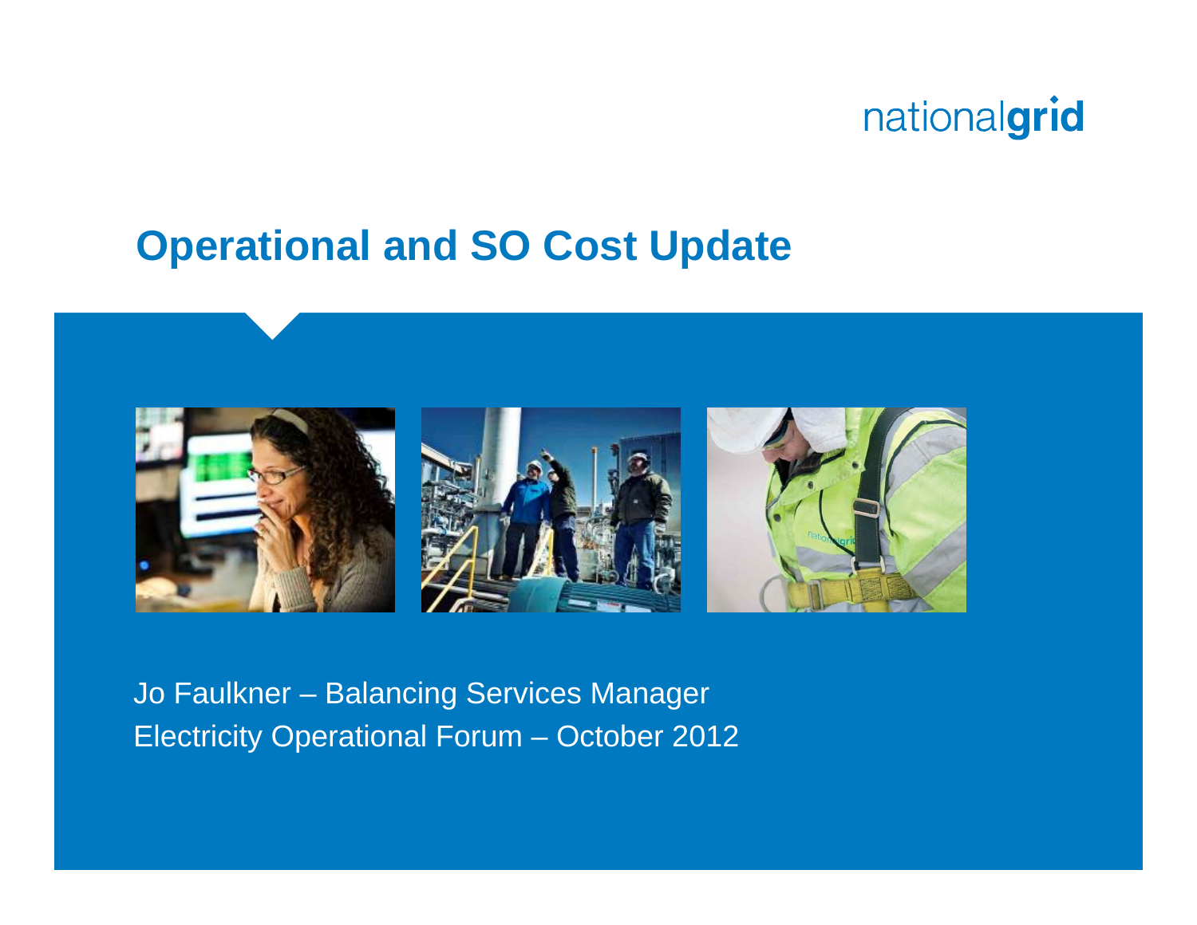nationalgrid

# Operational and SO Cost Update

Jo Faulkner – Balancing Services Manager

Electricity Operational Forum – October 2012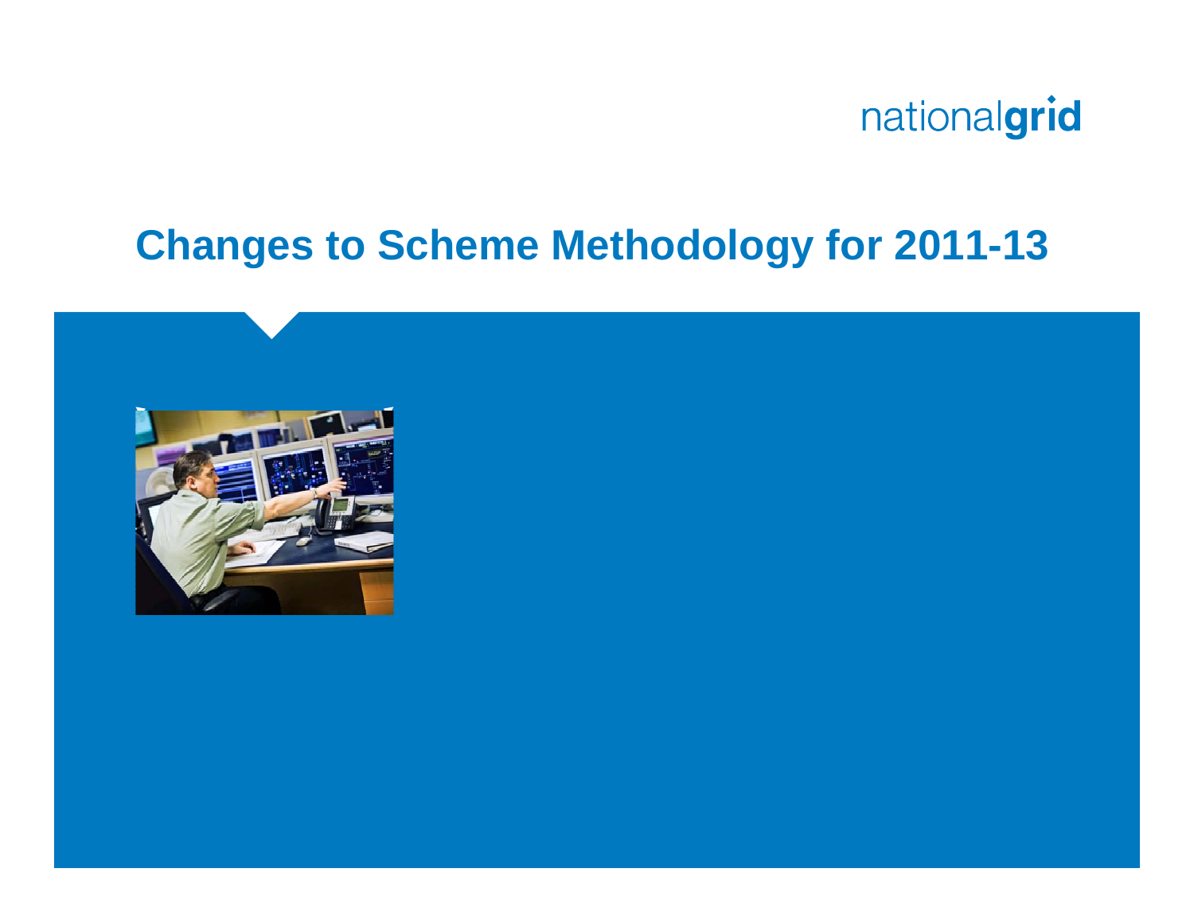# Changes to Scheme Methodology for 2011-13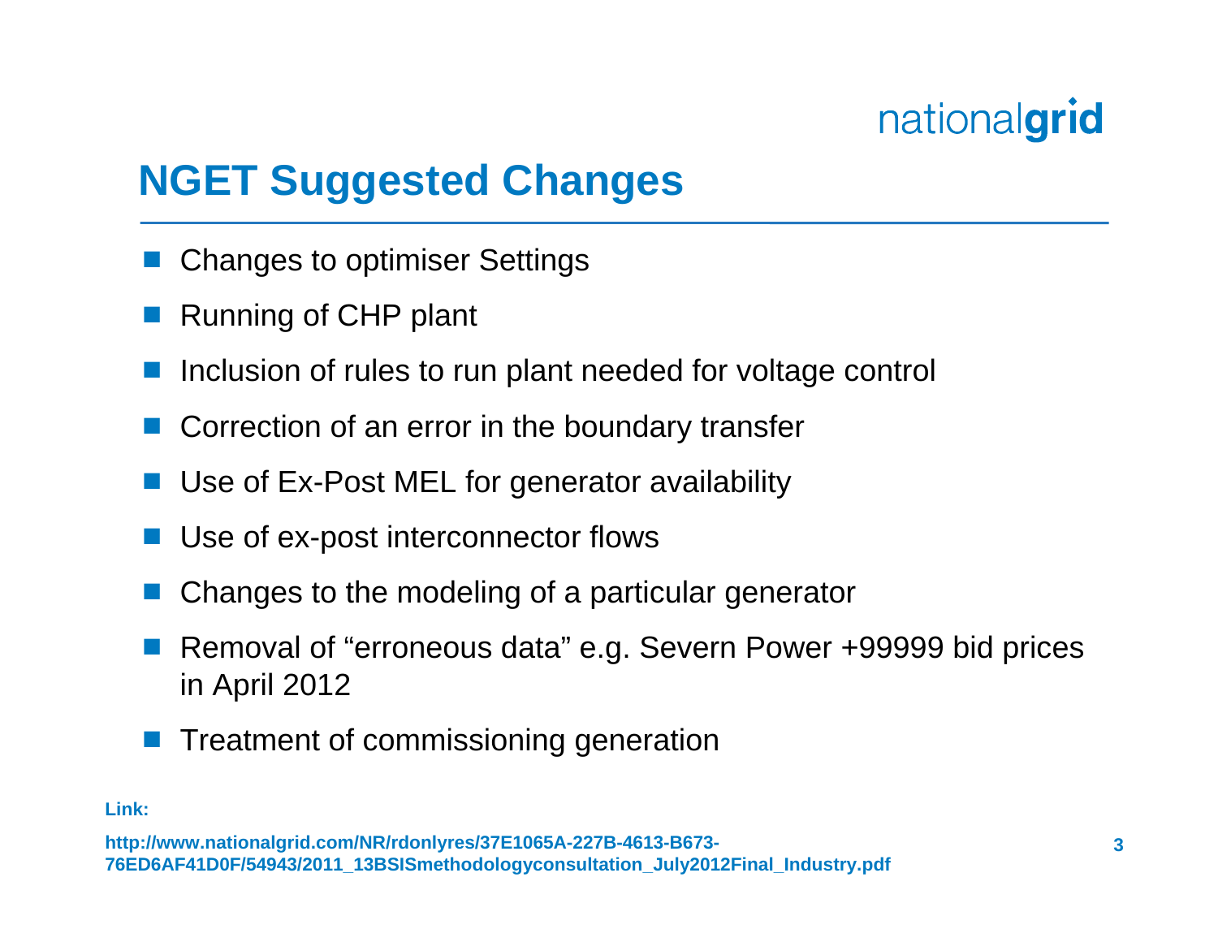# NGET Suggested Changes

- Changes to optimiser Settings
- Running of CHP plant
- Inclusion of rules to run plant needed for voltage control
- Correction of an error in the boundary transfer
- Use of Ex-Post MEL for generator availability
- Use of ex-post interconnector flows
- Changes to the modeling of a particular generator
- Removal of "erroneous data" e.g. Severn Power +99999 bid prices in April 2012
- Treatment of commissioning generation

**Link:**

**http://www.nationalgrid.com/NR/rdonlyres/37E1065A-227B-4613-B673-76ED6AF41D0F/54943/2011_13BSISmethodologyconsultation_July2012Final_Industry.pdf**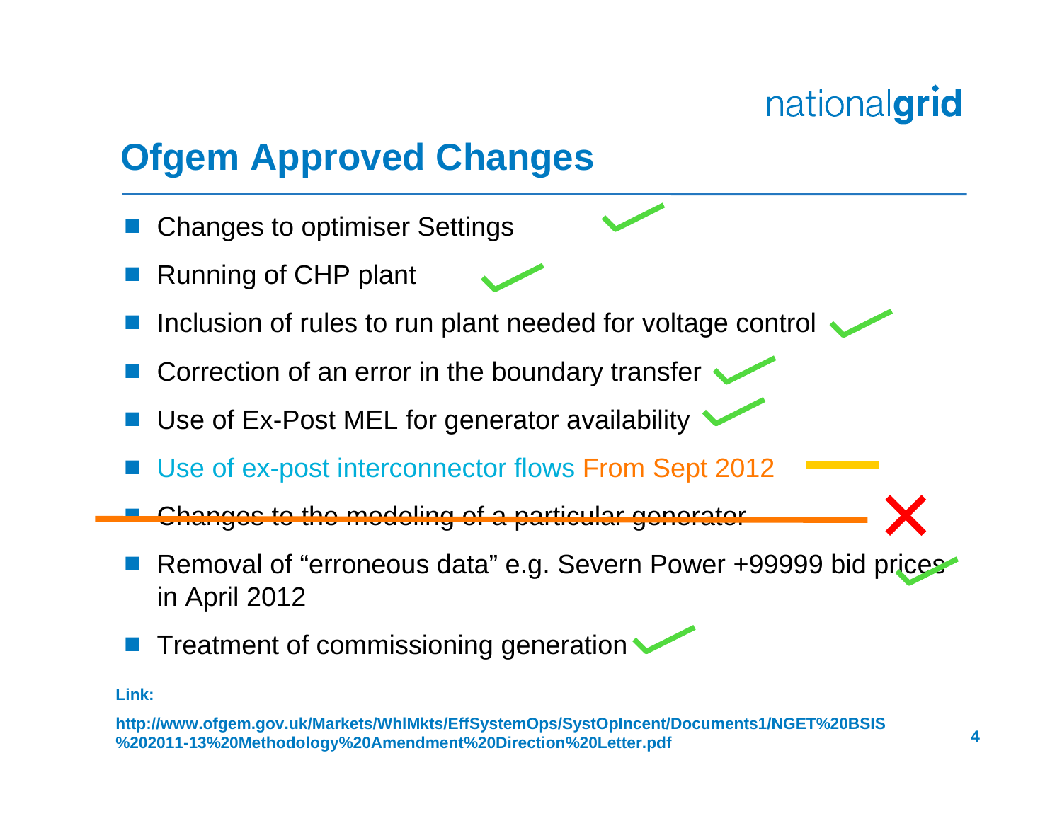# Ofgem Approved Changes

- Changes to optimiser Settings ✓
- Running of CHP plant ✓
- Inclusion of rules to run plant needed for voltage control ✓
- Correction of an error in the boundary transfer ✓
- Use of Ex-Post MEL for generator availability ✓
- Use of ex-post interconnector flows From Sept 2012 —
- ~~Changes to the modeling of a particular generator~~ ✗
- Removal of "erroneous data" e.g. Severn Power +99999 bid prices in April 2012 ✓
- Treatment of commissioning generation ✓

**Link:**

**http://www.ofgem.gov.uk/Markets/WhlMkts/EffSystemOps/SystOpIncent/Documents1/NGET%20BSIS%202011-13%20Methodology%20Amendment%20Direction%20Letter.pdf**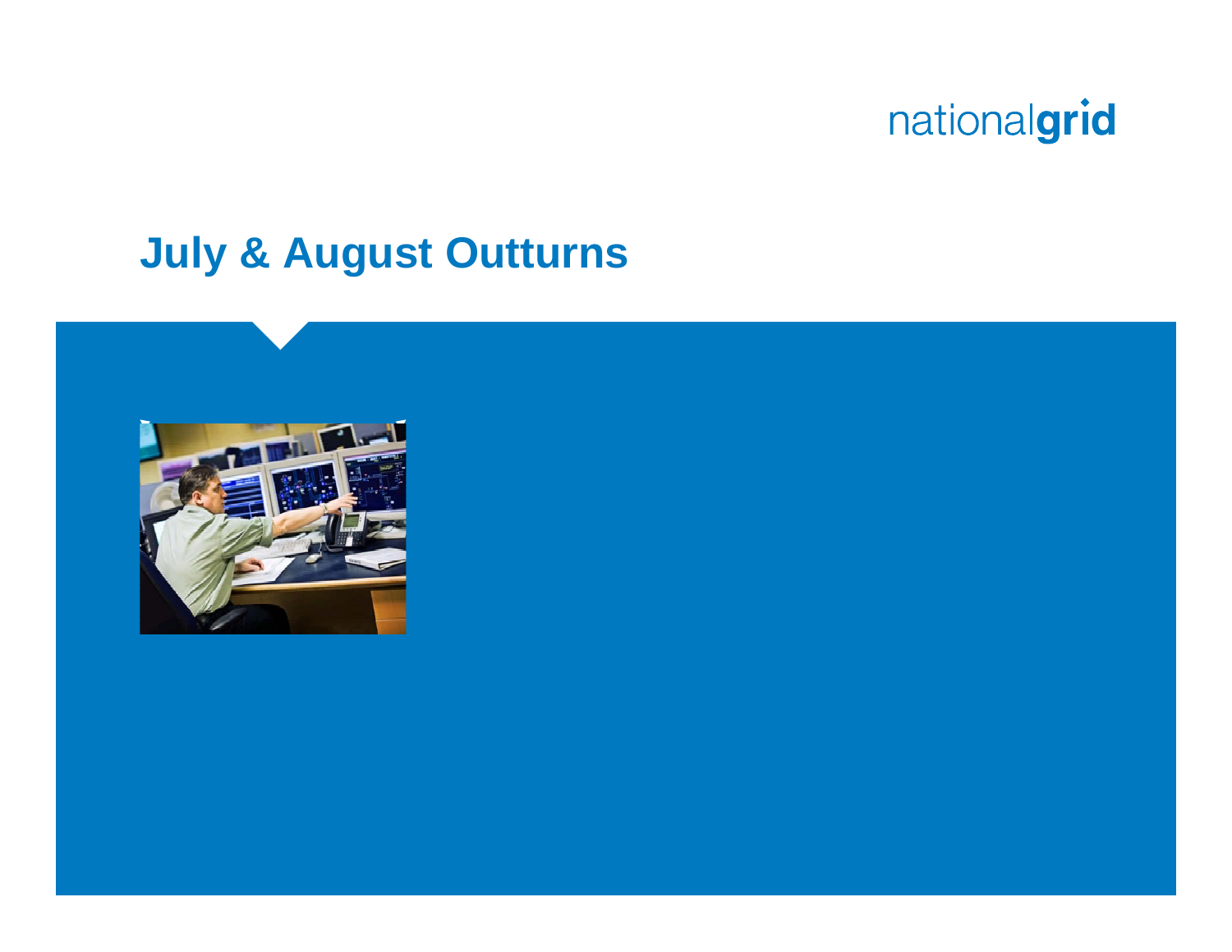# July & August Outturns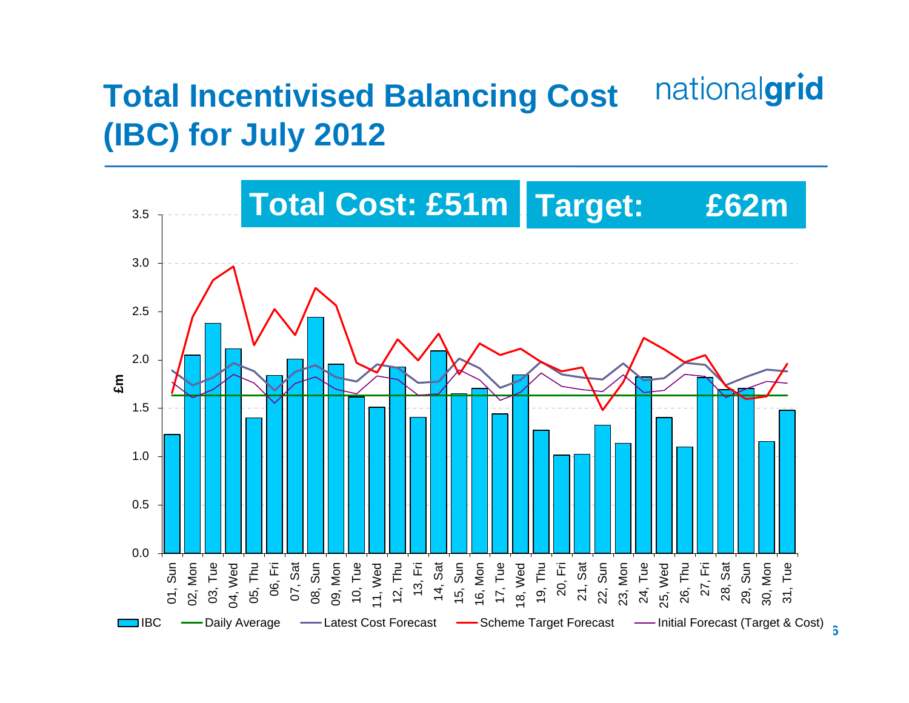# Total Incentivised Balancing Cost (IBC) for July 2012

nationalgrid

**Total Cost: £51m** **Target: £62m**

£m

3.5
3.0
2.5
2.0
1.5
1.0
0.5
0.0

01, Sun | 02, Mon | 03, Tue | 04, Wed | 05, Thu | 06, Fri | 07, Sat | 08, Sun | 09, Mon | 10, Tue | 11, Wed | 12, Thu | 13, Fri | 14, Sat | 15, Sun | 16, Mon | 17, Tue | 18, Wed | 19, Thu | 20, Fri | 21, Sat | 22, Sun | 23, Mon | 24, Tue | 25, Wed | 26, Thu | 27, Fri | 28, Sat | 29, Sun | 30, Mon | 31, Tue

IBC — Daily Average — Latest Cost Forecast — Scheme Target Forecast — Initial Forecast (Target & Cost)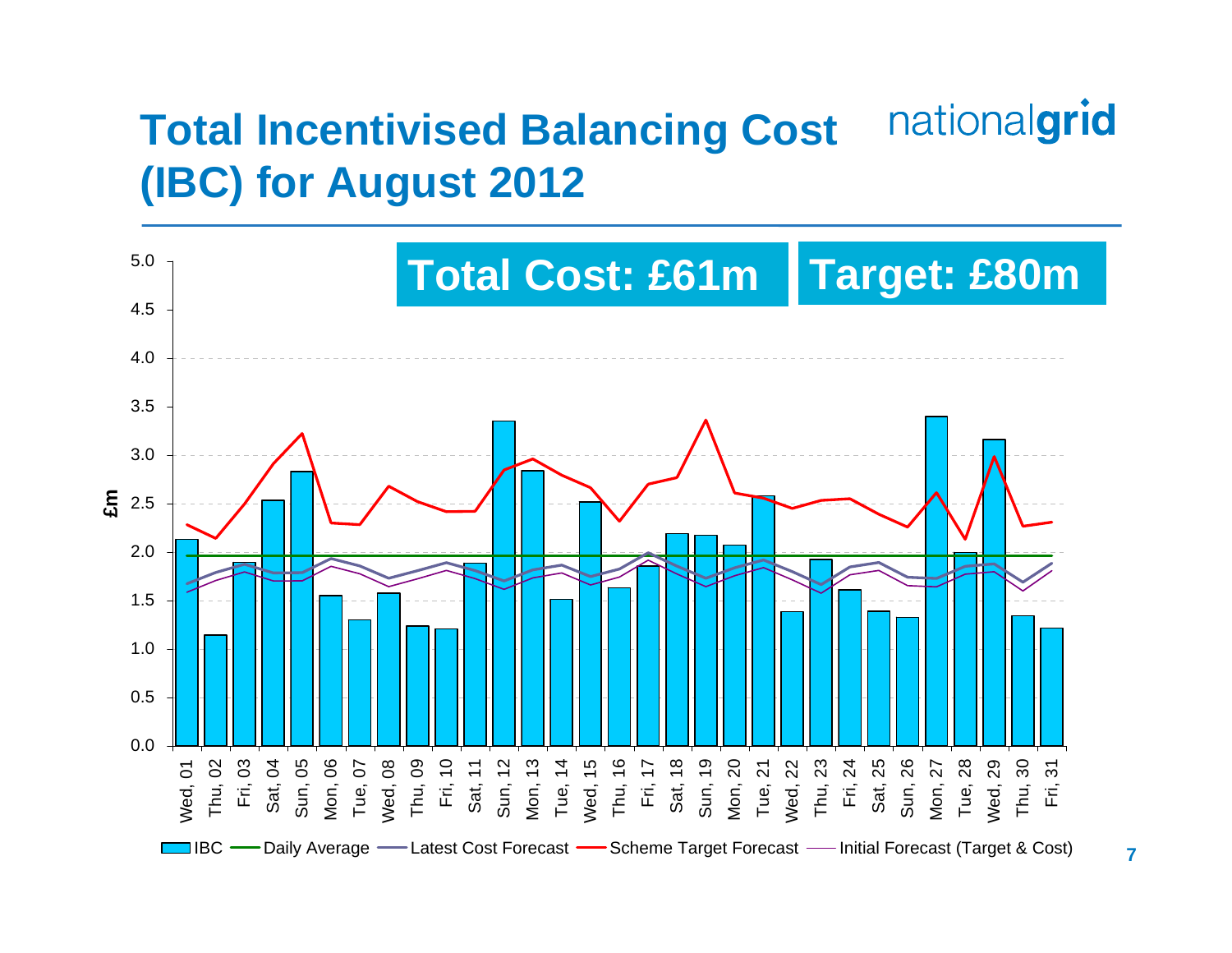# Total Incentivised Balancing Cost (IBC) for August 2012

nationalgrid

**Total Cost: £61m**

**Target: £80m**

£m

5.0
4.5
4.0
3.5
3.0
2.5
2.0
1.5
1.0
0.5
0.0

Wed, 01 | Thu, 02 | Fri, 03 | Sat, 04 | Sun, 05 | Mon, 06 | Tue, 07 | Wed, 08 | Thu, 09 | Fri, 10 | Sat, 11 | Sun, 12 | Mon, 13 | Tue, 14 | Wed, 15 | Thu, 16 | Fri, 17 | Sat, 18 | Sun, 19 | Mon, 20 | Tue, 21 | Wed, 22 | Thu, 23 | Fri, 24 | Sat, 25 | Sun, 26 | Mon, 27 | Tue, 28 | Wed, 29 | Thu, 30 | Fri, 31

IBC — Daily Average — Latest Cost Forecast — Scheme Target Forecast — Initial Forecast (Target & Cost)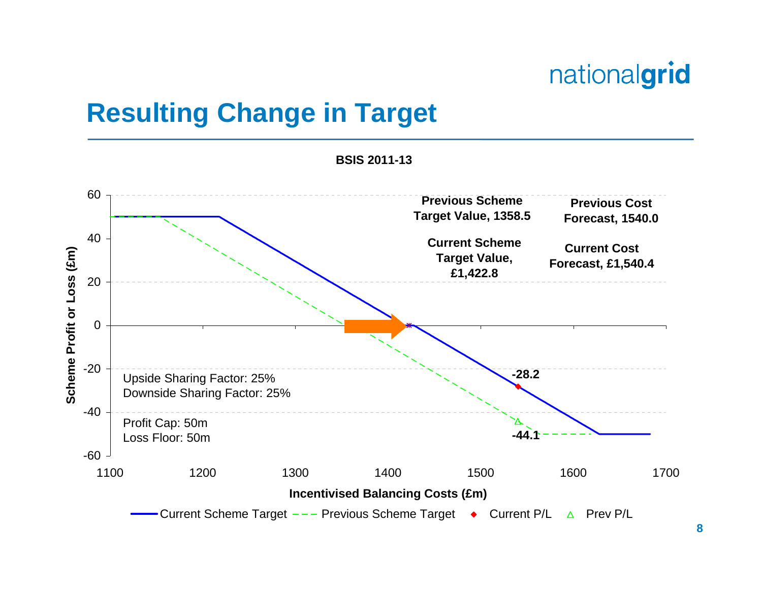# Resulting Change in Target

**BSIS 2011-13**

**Previous Scheme Target Value, 1358.5**

**Current Scheme Target Value, £1,422.8**

**Previous Cost Forecast, 1540.0**

**Current Cost Forecast, £1,540.4**

**-28.2**

**-44.1**

Upside Sharing Factor: 25%
Downside Sharing Factor: 25%

Profit Cap: 50m
Loss Floor: 50m

Scheme Profit or Loss (£m): 60, 40, 20, 0, -20, -40, -60

Incentivised Balancing Costs (£m): 1100, 1200, 1300, 1400, 1500, 1600, 1700

Current Scheme Target — Previous Scheme Target — Current P/L — Prev P/L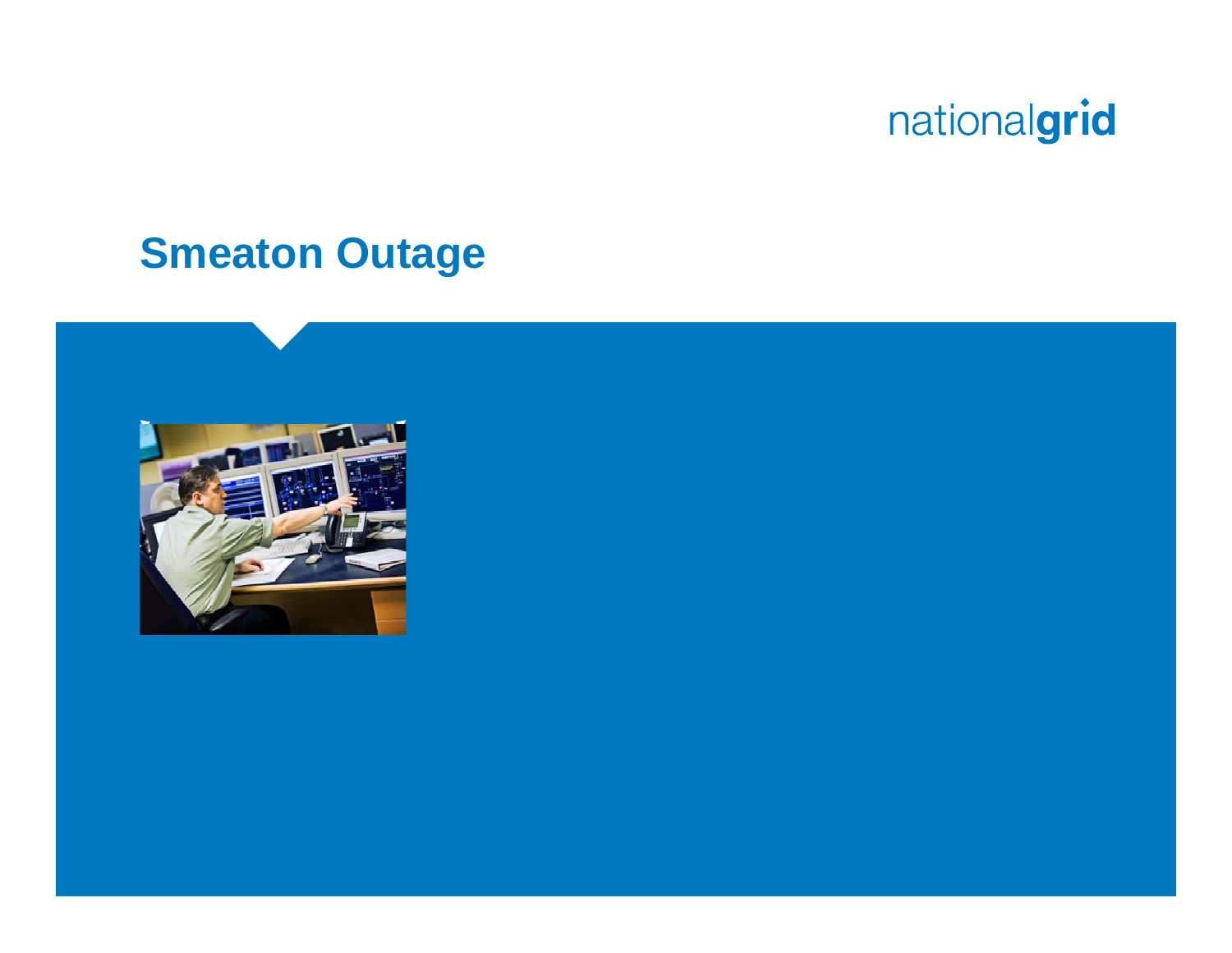# Smeaton Outage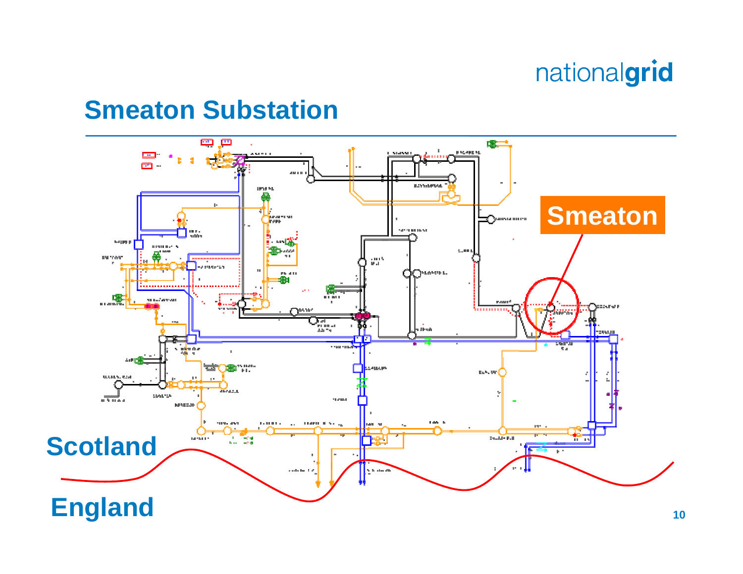## Smeaton Substation

Smeaton

Scotland

England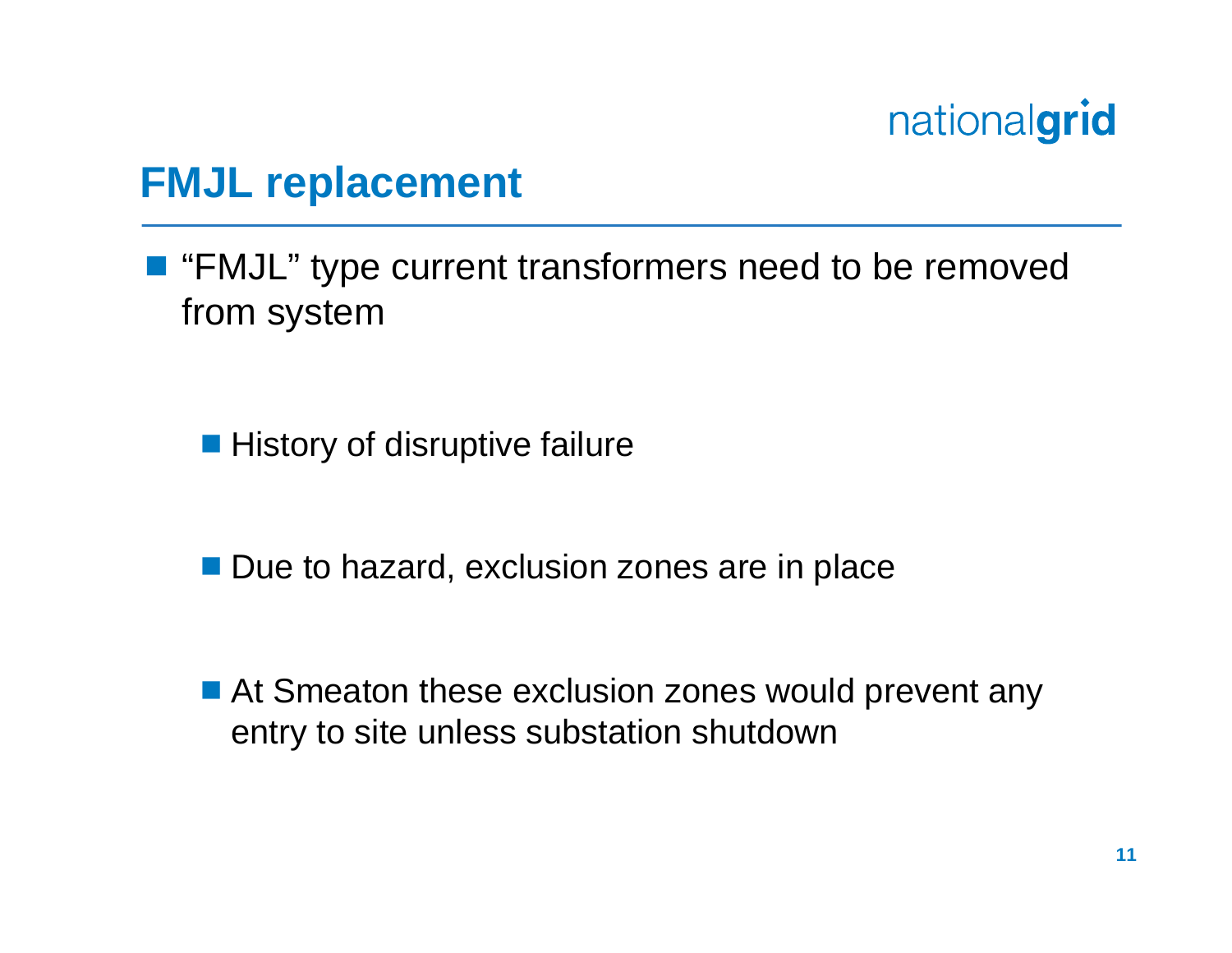# FMJL replacement

- "FMJL" type current transformers need to be removed from system

  - History of disruptive failure

  - Due to hazard, exclusion zones are in place

  - At Smeaton these exclusion zones would prevent any entry to site unless substation shutdown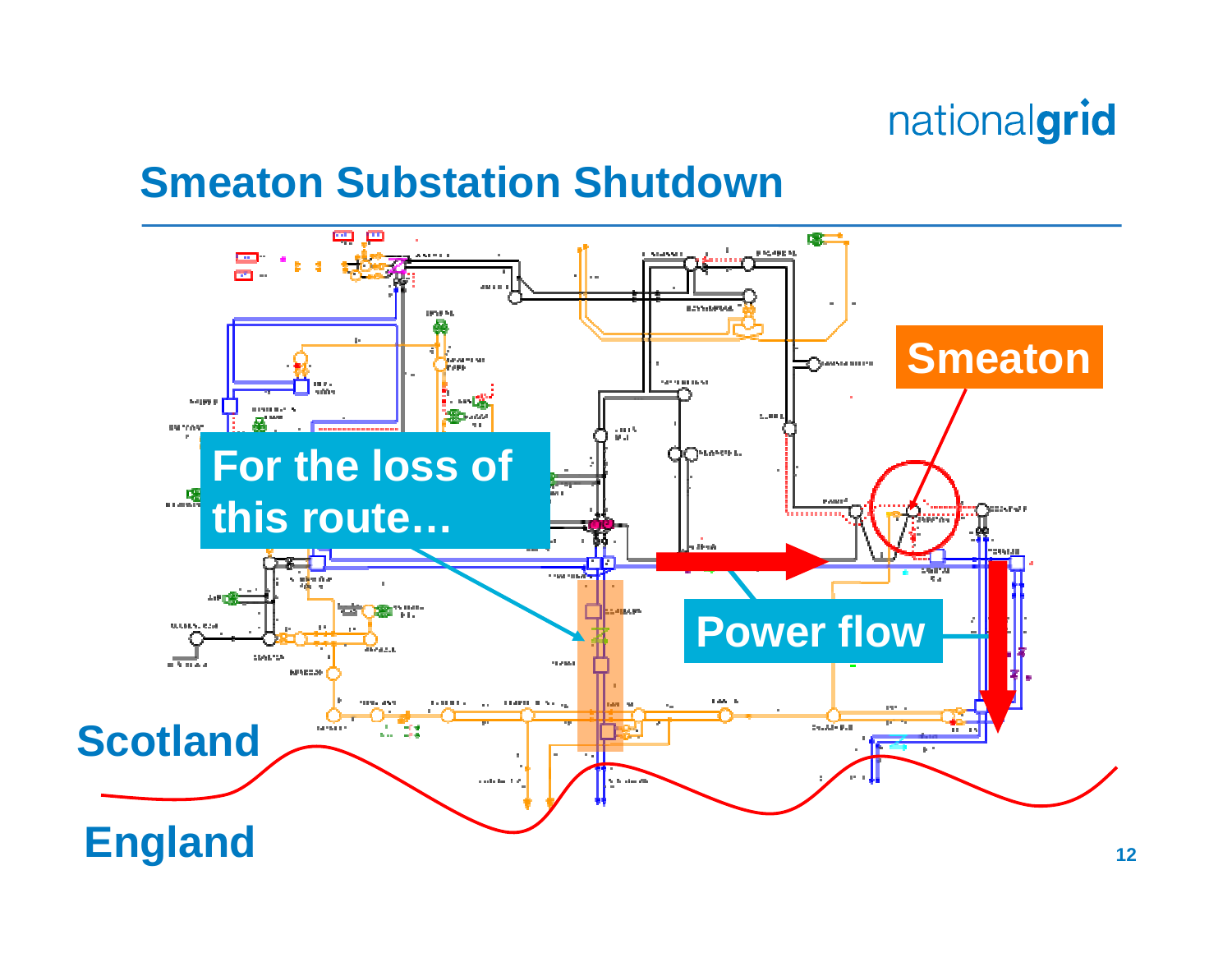# Smeaton Substation Shutdown

Smeaton

For the loss of this route…

Power flow

Scotland

England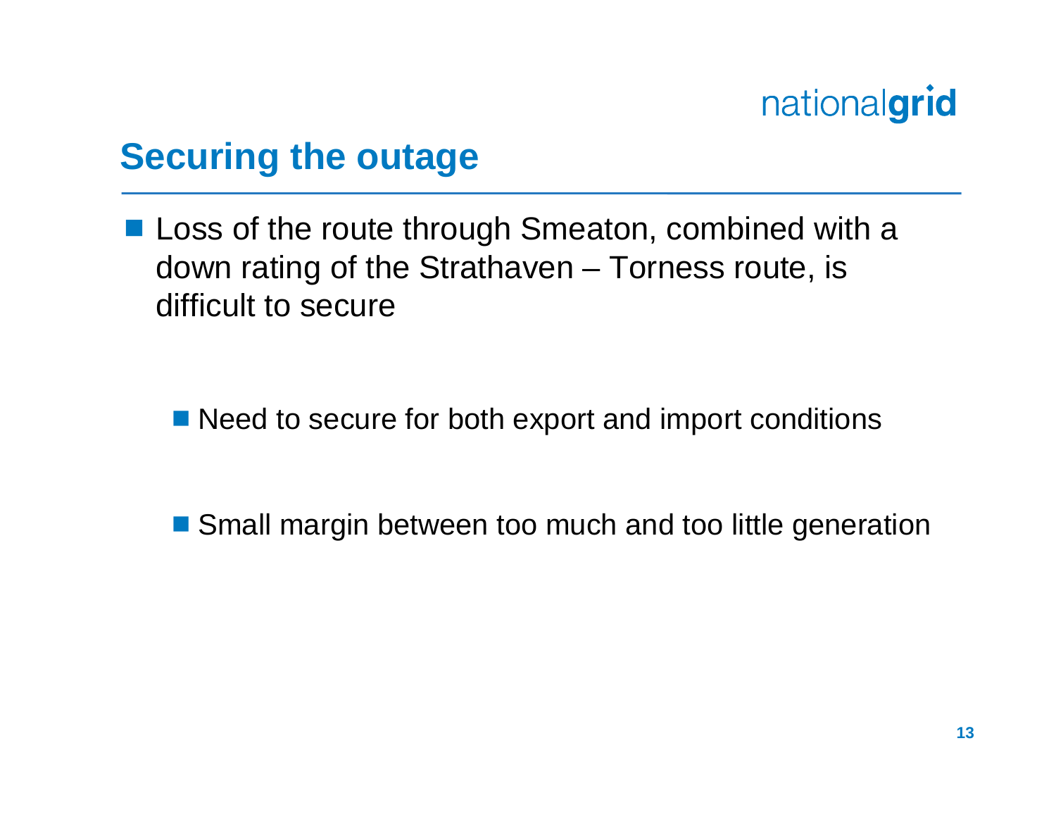## Securing the outage

- Loss of the route through Smeaton, combined with a down rating of the Strathaven – Torness route, is difficult to secure
  - Need to secure for both export and import conditions
  - Small margin between too much and too little generation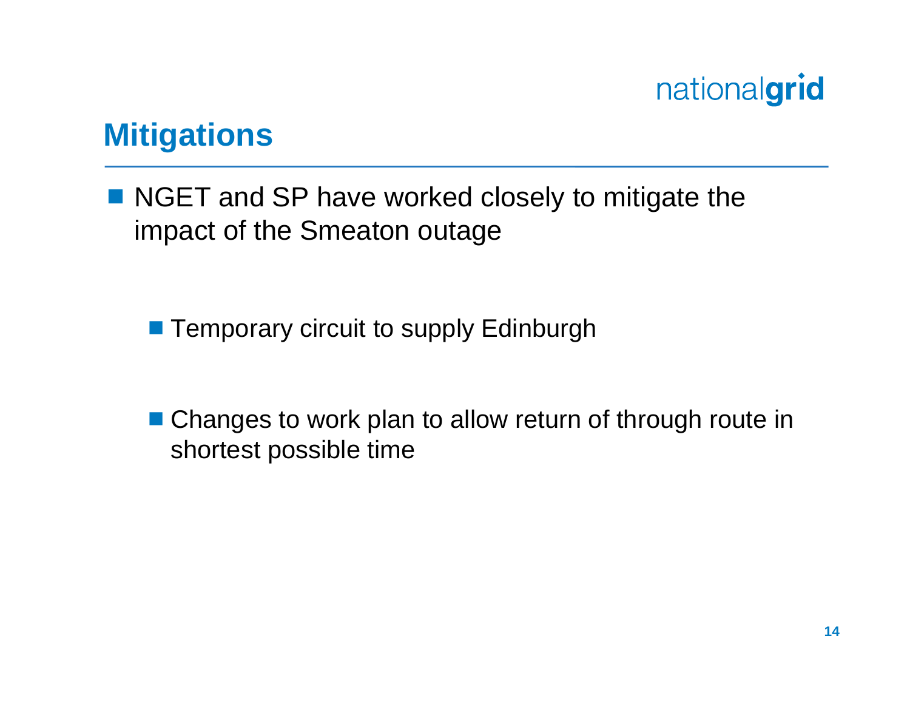## Mitigations

- NGET and SP have worked closely to mitigate the impact of the Smeaton outage
  - Temporary circuit to supply Edinburgh
  - Changes to work plan to allow return of through route in shortest possible time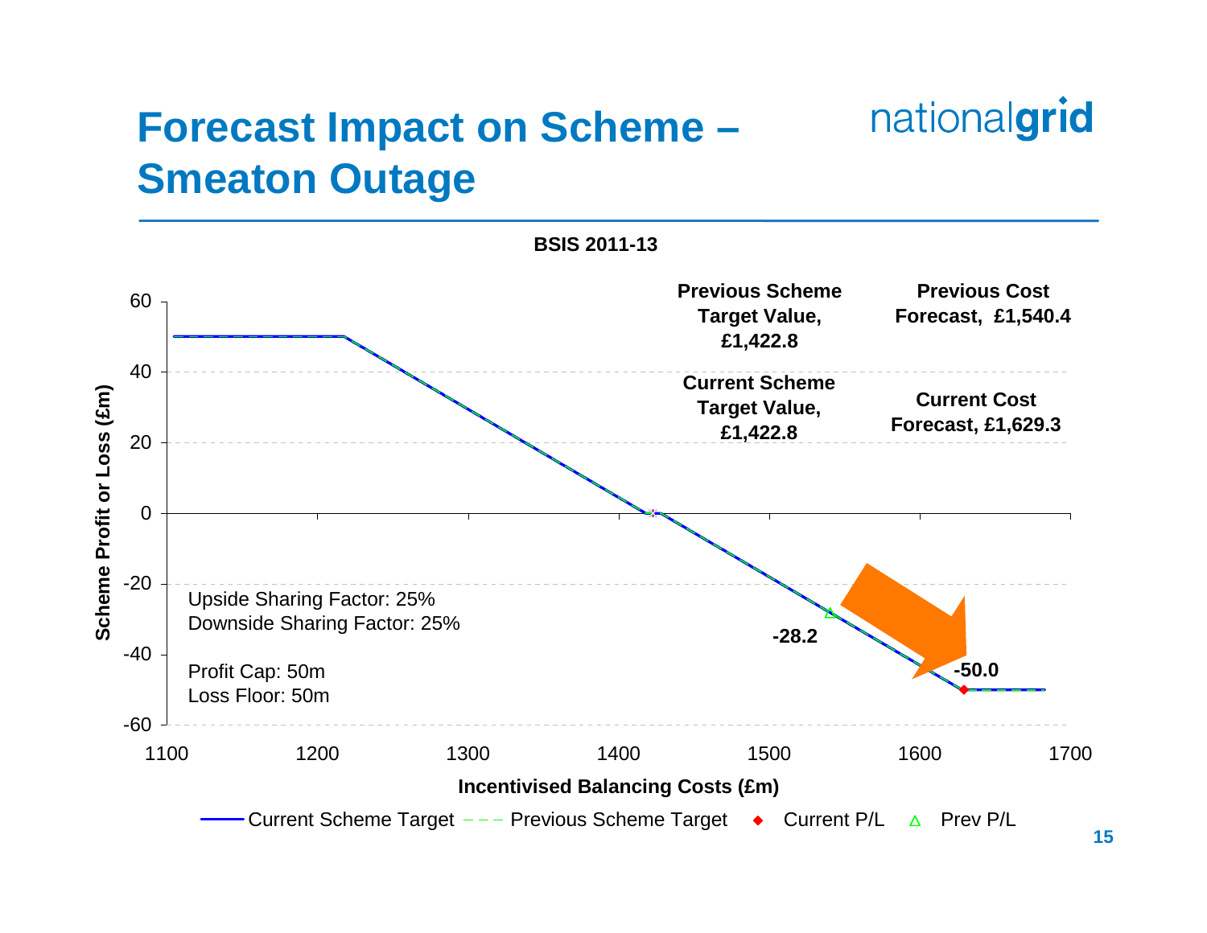# Forecast Impact on Scheme – Smeaton Outage

**BSIS 2011-13**

**Previous Scheme Target Value, £1,422.8**

**Previous Cost Forecast, £1,540.4**

**Current Scheme Target Value, £1,422.8**

**Current Cost Forecast, £1,629.3**

Upside Sharing Factor: 25%
Downside Sharing Factor: 25%

Profit Cap: 50m
Loss Floor: 50m

**-28.2**

**-50.0**

Scheme Profit or Loss (£m): 60, 40, 20, 0, -20, -40, -60

Incentivised Balancing Costs (£m): 1100, 1200, 1300, 1400, 1500, 1600, 1700

Current Scheme Target — Previous Scheme Target — Current P/L — Prev P/L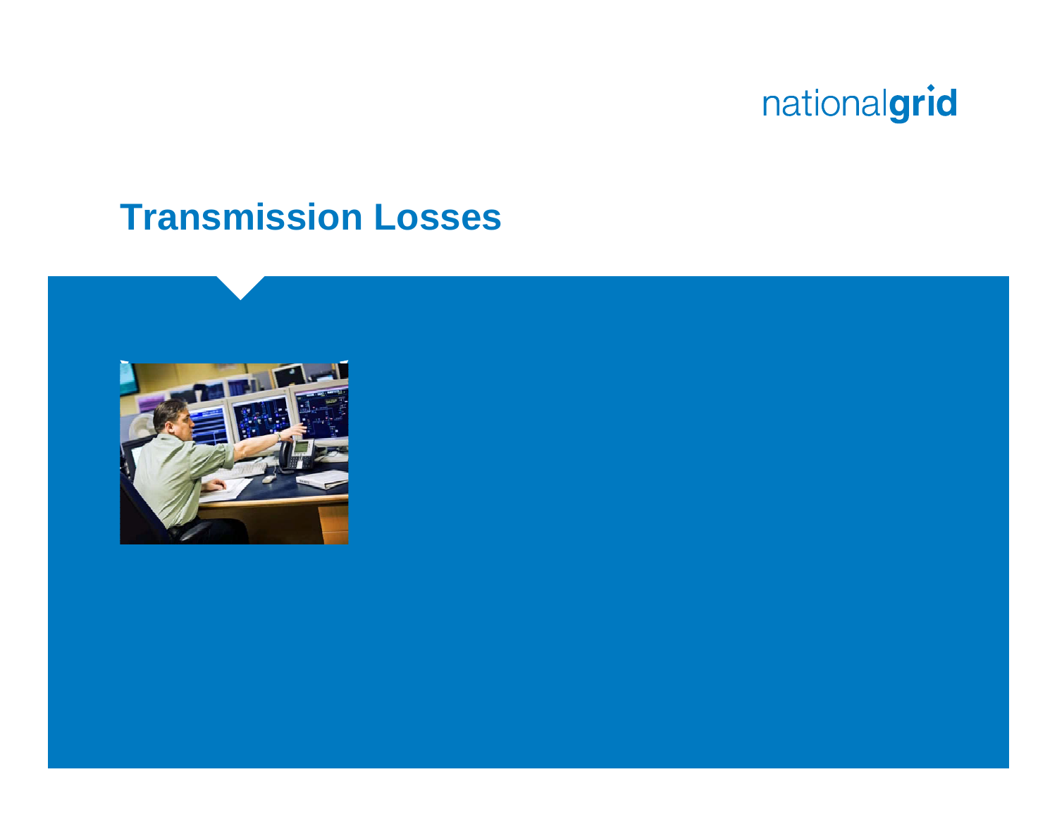# Transmission Losses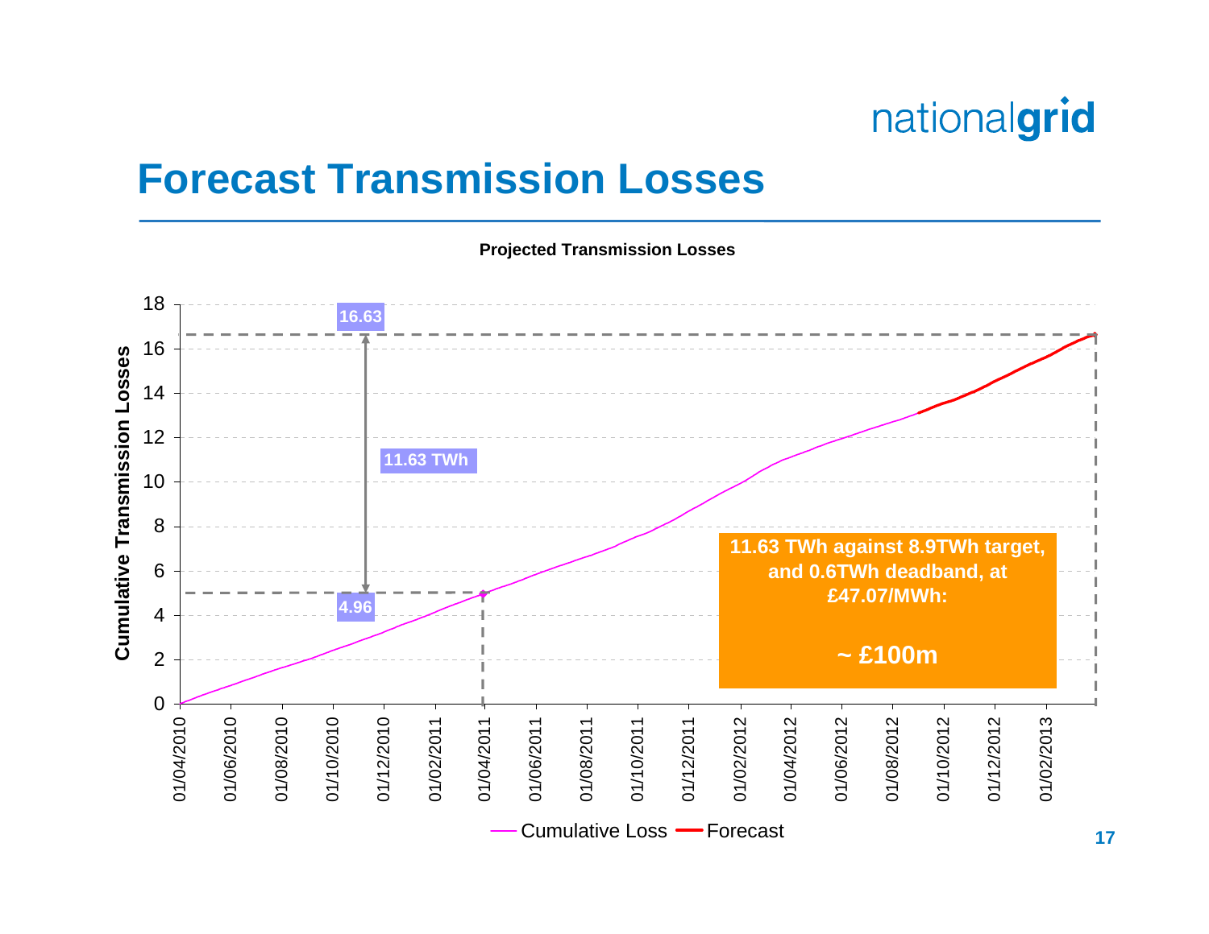# Forecast Transmission Losses

**Projected Transmission Losses**

Cumulative Transmission Losses

16.63

11.63 TWh

4.96

**11.63 TWh against 8.9TWh target, and 0.6TWh deadband, at £47.07/MWh:**

**~ £100m**

Cumulative Loss — Forecast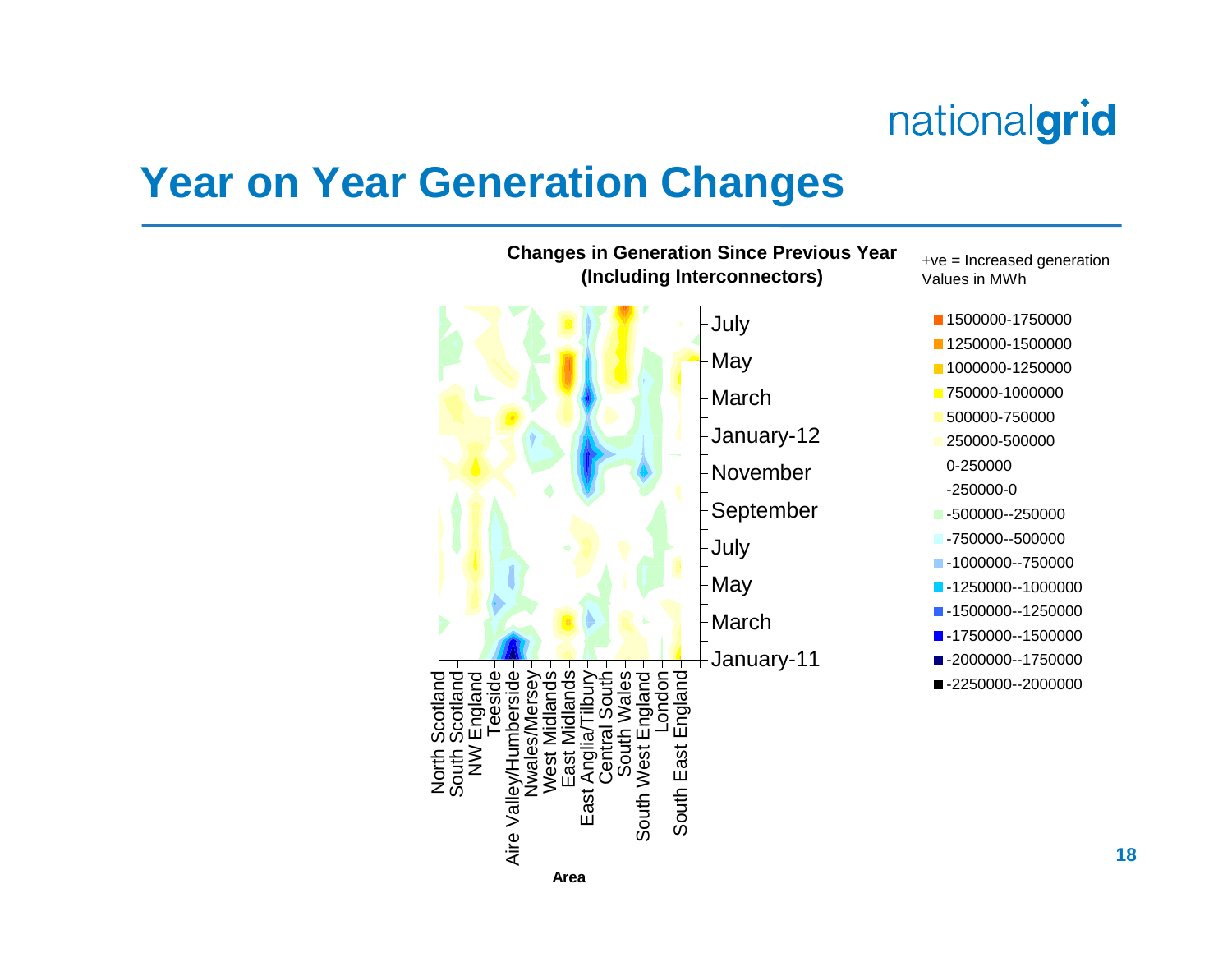# Year on Year Generation Changes

**Changes in Generation Since Previous Year (Including Interconnectors)**

+ve = Increased generation
Values in MWh

- 1500000-1750000
- 1250000-1500000
- 1000000-1250000
- 750000-1000000
- 500000-750000
- 250000-500000
- 0-250000
- -250000-0
- -500000--250000
- -750000--500000
- -1000000--750000
- -1250000--1000000
- -1500000--1250000
- -1750000--1500000
- -2000000--1750000
- -2250000--2000000

Time axis: January-11, March, May, July, September, November, January-12, March, May, July

Area: North Scotland, South Scotland, NW England, Teeside, Aire Valley/Humberside, Nwales/Mersey, West Midlands, East Midlands, East Anglia/Tilbury, Central South, South Wales, South West England, London, South East England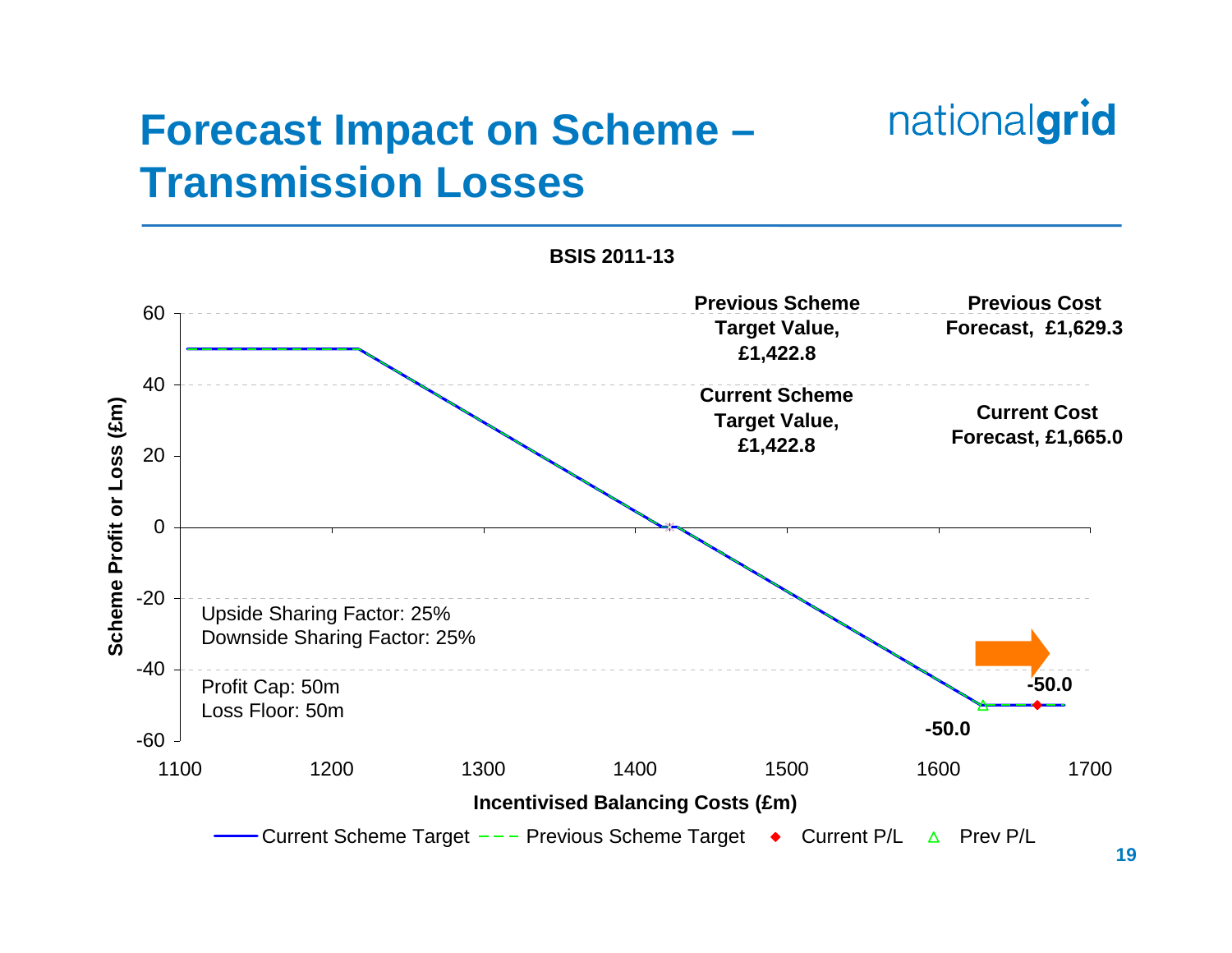# Forecast Impact on Scheme – Transmission Losses

**BSIS 2011-13**

**Previous Scheme Target Value, £1,422.8**

**Previous Cost Forecast, £1,629.3**

**Current Scheme Target Value, £1,422.8**

**Current Cost Forecast, £1,665.0**

Upside Sharing Factor: 25%
Downside Sharing Factor: 25%

Profit Cap: 50m
Loss Floor: 50m

**-50.0**

**-50.0**

Scheme Profit or Loss (£m)

Incentivised Balancing Costs (£m)

Current Scheme Target — Previous Scheme Target — Current P/L — Prev P/L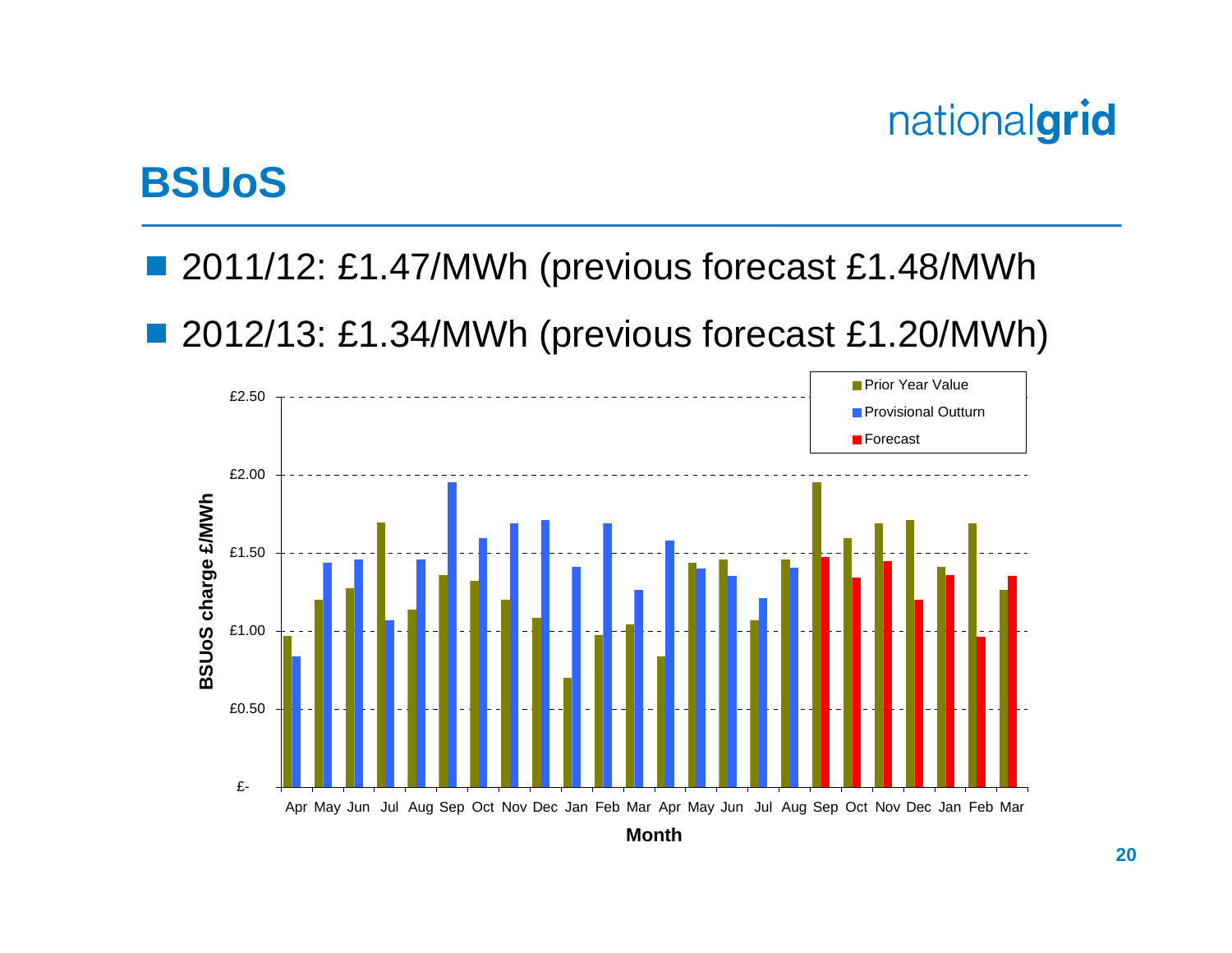# BSUoS

- 2011/12: £1.47/MWh (previous forecast £1.48/MWh
- 2012/13: £1.34/MWh (previous forecast £1.20/MWh)

Prior Year Value
Provisional Outturn
Forecast

BSUoS charge £/MWh

£2.50
£2.00
£1.50
£1.00
£0.50
£-

Apr May Jun Jul Aug Sep Oct Nov Dec Jan Feb Mar Apr May Jun Jul Aug Sep Oct Nov Dec Jan Feb Mar

Month